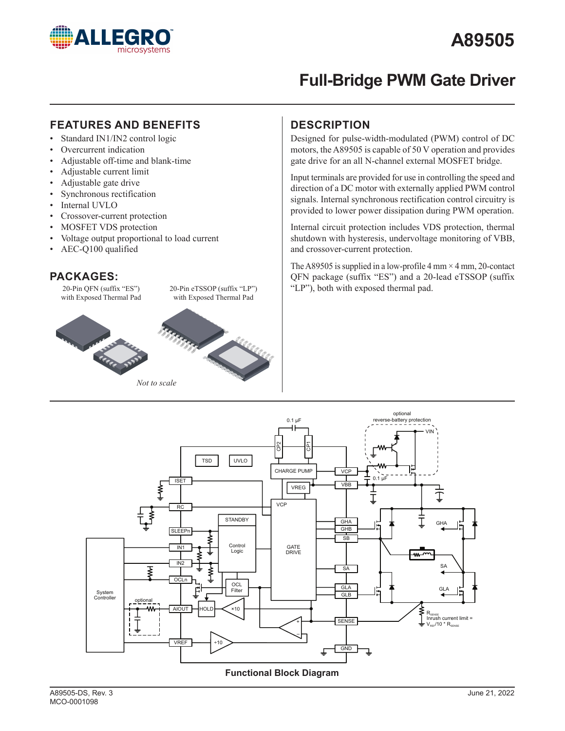# A89505

## Full-Bridge PWM Gate Driver

## FEATURES AND BENEFITS

- Standard IN1/IN2 control logic
- Overcurrent indication
- Adjustable off-time and blank-time
- Adjustable current limit
- Adjustable gate drive
- Synchronous rectification
- Internal UVLO
- Crossover-current protection
- MOSFET VDS protection
- Voltage output proportional to load current
- AEC-Q100 qualified

## PACKAGES:

20-Pin QFN (suffix "ES") with Exposed Thermal Pad

20-Pin eTSSOP (suffix "LP") with Exposed Thermal Pad

*Not to scale*

## DESCRIPTION

Designed for pulse-width-modulated (PWM) control of DC motors, the A89505 is capable of 50 V operation and provides gate drive for an all N-channel external MOSFET bridge.

Input terminals are provided for use in controlling the speed and direction of a DC motor with externally applied PWM control signals. Internal synchronous rectification control circuitry is provided to lower power dissipation during PWM operation.

Internal circuit protection includes VDS protection, thermal shutdown with hysteresis, undervoltage monitoring of VBB, and crossover-current protection.

The A89505 is supplied in a low-profile 4 mm × 4 mm, 20-contact QFN package (suffix "ES") and a 20-lead eTSSOP (suffix "LP"), both with exposed thermal pad.

**Functional Block Diagram**

A89505-DS, Rev. 3
MCO-0001098

June 21, 2022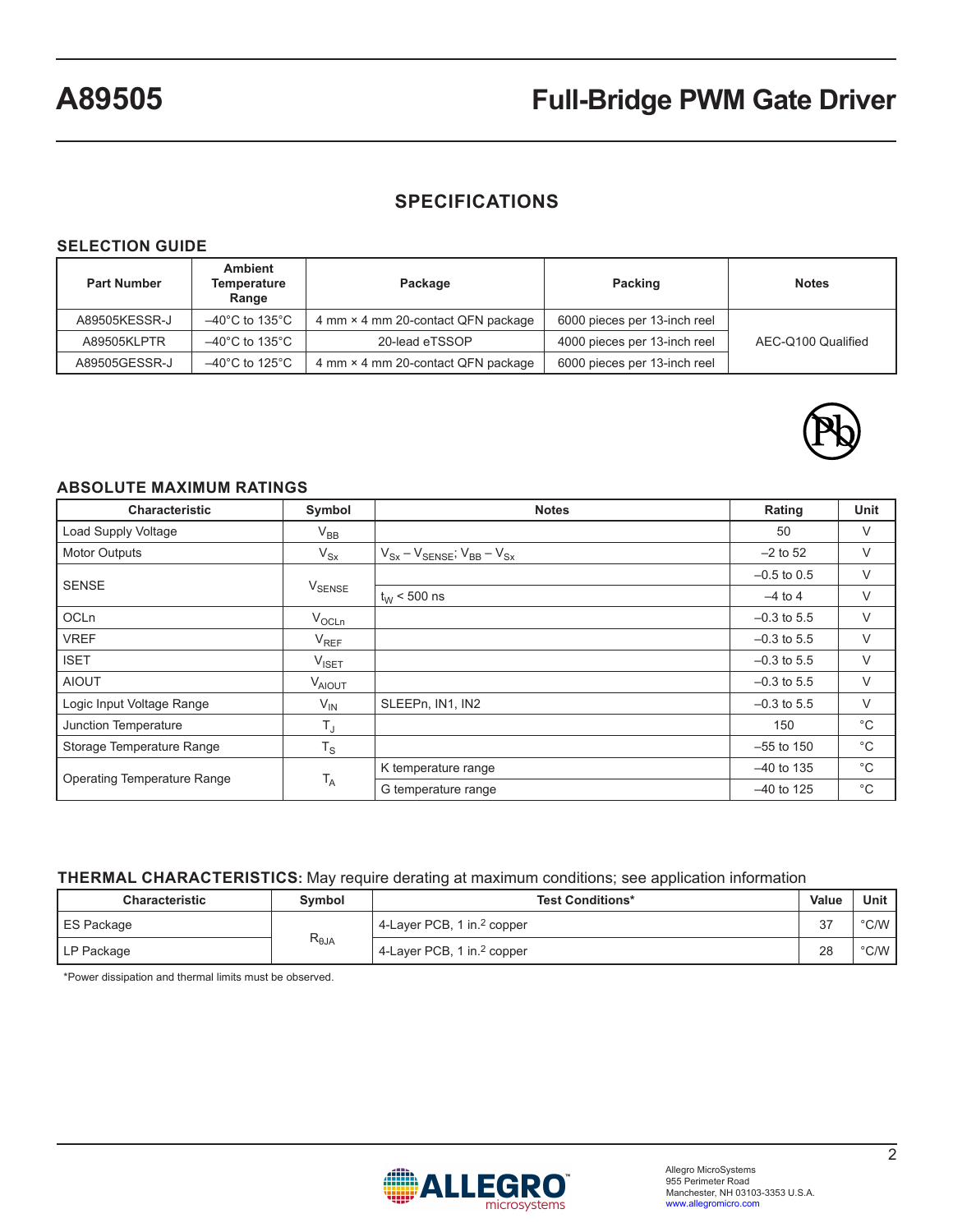## SPECIFICATIONS

### SELECTION GUIDE

| Part Number | Ambient Temperature Range | Package | Packing | Notes |
|---|---|---|---|---|
| A89505KESSR-J | –40°C to 135°C | 4 mm × 4 mm 20-contact QFN package | 6000 pieces per 13-inch reel | AEC-Q100 Qualified |
| A89505KLPTR | –40°C to 135°C | 20-lead eTSSOP | 4000 pieces per 13-inch reel | |
| A89505GESSR-J | –40°C to 125°C | 4 mm × 4 mm 20-contact QFN package | 6000 pieces per 13-inch reel | |

### ABSOLUTE MAXIMUM RATINGS

| Characteristic | Symbol | Notes | Rating | Unit |
|---|---|---|---|---|
| Load Supply Voltage | $V_{BB}$ | | 50 | V |
| Motor Outputs | $V_{Sx}$ | $V_{Sx} - V_{SENSE}$; $V_{BB} - V_{Sx}$ | –2 to 52 | V |
| SENSE | $V_{SENSE}$ | | –0.5 to 0.5 | V |
| | | $t_W$ < 500 ns | –4 to 4 | V |
| OCLn | $V_{OCLn}$ | | –0.3 to 5.5 | V |
| VREF | $V_{REF}$ | | –0.3 to 5.5 | V |
| ISET | $V_{ISET}$ | | –0.3 to 5.5 | V |
| AIOUT | $V_{AIOUT}$ | | –0.3 to 5.5 | V |
| Logic Input Voltage Range | $V_{IN}$ | SLEEPn, IN1, IN2 | –0.3 to 5.5 | V |
| Junction Temperature | $T_J$ | | 150 | °C |
| Storage Temperature Range | $T_S$ | | –55 to 150 | °C |
| Operating Temperature Range | $T_A$ | K temperature range | –40 to 135 | °C |
| | | G temperature range | –40 to 125 | °C |

### THERMAL CHARACTERISTICS: May require derating at maximum conditions; see application information

| Characteristic | Symbol | Test Conditions* | Value | Unit |
|---|---|---|---|---|
| ES Package | $R_{\theta JA}$ | 4-Layer PCB, 1 in.$^2$ copper | 37 | °C/W |
| LP Package | | 4-Layer PCB, 1 in.$^2$ copper | 28 | °C/W |

*Power dissipation and thermal limits must be observed.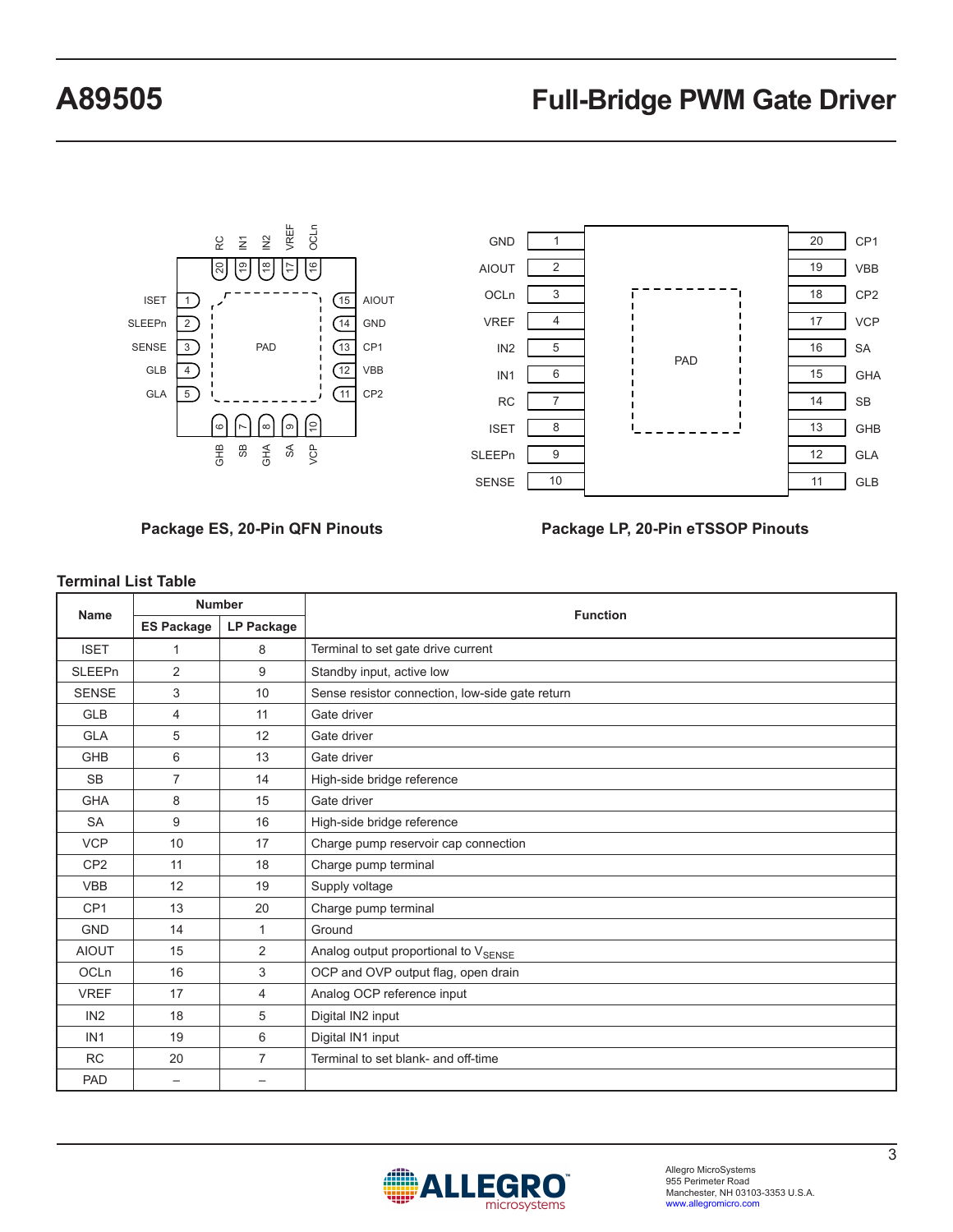Package ES, 20-Pin QFN Pinouts

Package LP, 20-Pin eTSSOP Pinouts

### Terminal List Table

| Name | Number | | Function |
|---|---|---|---|
| | ES Package | LP Package | |
| ISET | 1 | 8 | Terminal to set gate drive current |
| SLEEPn | 2 | 9 | Standby input, active low |
| SENSE | 3 | 10 | Sense resistor connection, low-side gate return |
| GLB | 4 | 11 | Gate driver |
| GLA | 5 | 12 | Gate driver |
| GHB | 6 | 13 | Gate driver |
| SB | 7 | 14 | High-side bridge reference |
| GHA | 8 | 15 | Gate driver |
| SA | 9 | 16 | High-side bridge reference |
| VCP | 10 | 17 | Charge pump reservoir cap connection |
| CP2 | 11 | 18 | Charge pump terminal |
| VBB | 12 | 19 | Supply voltage |
| CP1 | 13 | 20 | Charge pump terminal |
| GND | 14 | 1 | Ground |
| AIOUT | 15 | 2 | Analog output proportional to $V_{SENSE}$ |
| OCLn | 16 | 3 | OCP and OVP output flag, open drain |
| VREF | 17 | 4 | Analog OCP reference input |
| IN2 | 18 | 5 | Digital IN2 input |
| IN1 | 19 | 6 | Digital IN1 input |
| RC | 20 | 7 | Terminal to set blank- and off-time |
| PAD | – | – | |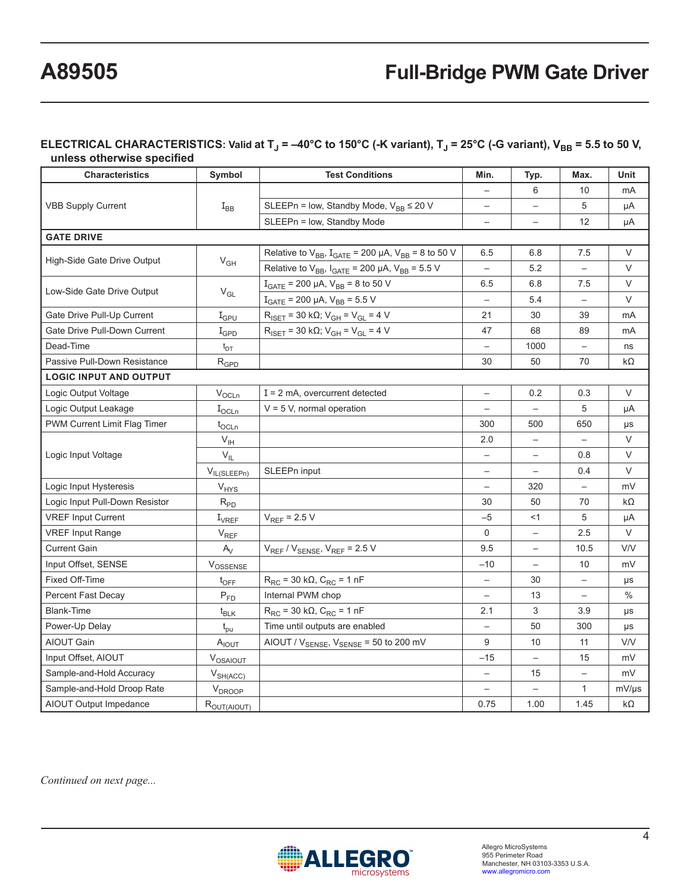**ELECTRICAL CHARACTERISTICS: Valid at $T_J$ = –40°C to 150°C (-K variant), $T_J$ = 25°C (-G variant), $V_{BB}$ = 5.5 to 50 V, unless otherwise specified**

| Characteristics | Symbol | Test Conditions | Min. | Typ. | Max. | Unit |
|---|---|---|---|---|---|---|
| VBB Supply Current | $I_{BB}$ | | – | 6 | 10 | mA |
| | | SLEEPn = low, Standby Mode, $V_{BB}$ ≤ 20 V | – | – | 5 | µA |
| | | SLEEPn = low, Standby Mode | – | – | 12 | µA |
| **GATE DRIVE** | | | | | | |
| High-Side Gate Drive Output | $V_{GH}$ | Relative to $V_{BB}$, $I_{GATE}$ = 200 µA, $V_{BB}$ = 8 to 50 V | 6.5 | 6.8 | 7.5 | V |
| | | Relative to $V_{BB}$, $I_{GATE}$ = 200 µA, $V_{BB}$ = 5.5 V | – | 5.2 | – | V |
| Low-Side Gate Drive Output | $V_{GL}$ | $I_{GATE}$ = 200 µA, $V_{BB}$ = 8 to 50 V | 6.5 | 6.8 | 7.5 | V |
| | | $I_{GATE}$ = 200 µA, $V_{BB}$ = 5.5 V | – | 5.4 | – | V |
| Gate Drive Pull-Up Current | $I_{GPU}$ | $R_{ISET}$ = 30 kΩ; $V_{GH}$ = $V_{GL}$ = 4 V | 21 | 30 | 39 | mA |
| Gate Drive Pull-Down Current | $I_{GPD}$ | $R_{ISET}$ = 30 kΩ; $V_{GH}$ = $V_{GL}$ = 4 V | 47 | 68 | 89 | mA |
| Dead-Time | $t_{DT}$ | | – | 1000 | – | ns |
| Passive Pull-Down Resistance | $R_{GPD}$ | | 30 | 50 | 70 | kΩ |
| **LOGIC INPUT AND OUTPUT** | | | | | | |
| Logic Output Voltage | $V_{OCLn}$ | I = 2 mA, overcurrent detected | – | 0.2 | 0.3 | V |
| Logic Output Leakage | $I_{OCLn}$ | V = 5 V, normal operation | – | – | 5 | µA |
| PWM Current Limit Flag Timer | $t_{OCLn}$ | | 300 | 500 | 650 | µs |
| Logic Input Voltage | $V_{IH}$ | | 2.0 | – | – | V |
| | $V_{IL}$ | | – | – | 0.8 | V |
| | $V_{IL(SLEEPn)}$ | SLEEPn input | – | – | 0.4 | V |
| Logic Input Hysteresis | $V_{HYS}$ | | – | 320 | – | mV |
| Logic Input Pull-Down Resistor | $R_{PD}$ | | 30 | 50 | 70 | kΩ |
| VREF Input Current | $I_{VREF}$ | $V_{REF}$ = 2.5 V | –5 | <1 | 5 | µA |
| VREF Input Range | $V_{REF}$ | | 0 | – | 2.5 | V |
| Current Gain | $A_V$ | $V_{REF}$ / $V_{SENSE}$, $V_{REF}$ = 2.5 V | 9.5 | – | 10.5 | V/V |
| Input Offset, SENSE | $V_{OSSENSE}$ | | –10 | – | 10 | mV |
| Fixed Off-Time | $t_{OFF}$ | $R_{RC}$ = 30 kΩ, $C_{RC}$ = 1 nF | – | 30 | – | µs |
| Percent Fast Decay | $P_{FD}$ | Internal PWM chop | – | 13 | – | % |
| Blank-Time | $t_{BLK}$ | $R_{RC}$ = 30 kΩ, $C_{RC}$ = 1 nF | 2.1 | 3 | 3.9 | µs |
| Power-Up Delay | $t_{pu}$ | Time until outputs are enabled | – | 50 | 300 | µs |
| AIOUT Gain | $A_{IOUT}$ | AIOUT / $V_{SENSE}$, $V_{SENSE}$ = 50 to 200 mV | 9 | 10 | 11 | V/V |
| Input Offset, AIOUT | $V_{OSAIOUT}$ | | –15 | – | 15 | mV |
| Sample-and-Hold Accuracy | $V_{SH(ACC)}$ | | – | 15 | – | mV |
| Sample-and-Hold Droop Rate | $V_{DROOP}$ | | – | – | 1 | mV/µs |
| AIOUT Output Impedance | $R_{OUT(AIOUT)}$ | | 0.75 | 1.00 | 1.45 | kΩ |

*Continued on next page...*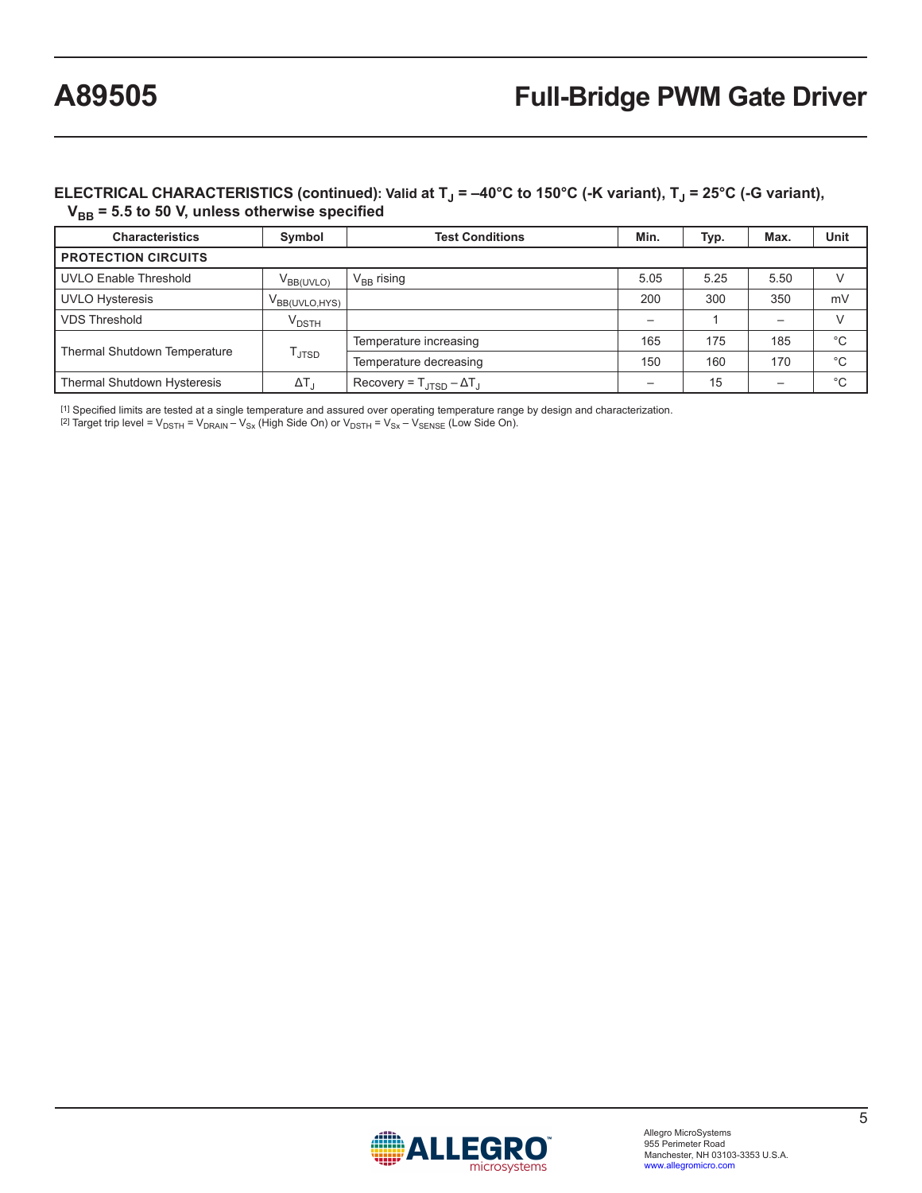**ELECTRICAL CHARACTERISTICS (continued): Valid at $T_J$ = –40°C to 150°C (-K variant), $T_J$ = 25°C (-G variant), $V_{BB}$ = 5.5 to 50 V, unless otherwise specified**

| Characteristics | Symbol | Test Conditions | Min. | Typ. | Max. | Unit |
|---|---|---|---|---|---|---|
| **PROTECTION CIRCUITS** | | | | | | |
| UVLO Enable Threshold | $V_{BB(UVLO)}$ | $V_{BB}$ rising | 5.05 | 5.25 | 5.50 | V |
| UVLO Hysteresis | $V_{BB(UVLO,HYS)}$ | | 200 | 300 | 350 | mV |
| VDS Threshold | $V_{DSTH}$ | | – | 1 | – | V |
| Thermal Shutdown Temperature | $T_{JTSD}$ | Temperature increasing | 165 | 175 | 185 | °C |
| | | Temperature decreasing | 150 | 160 | 170 | °C |
| Thermal Shutdown Hysteresis | $\Delta T_J$ | Recovery = $T_{JTSD} - \Delta T_J$ | – | 15 | – | °C |

[1] Specified limits are tested at a single temperature and assured over operating temperature range by design and characterization.
[2] Target trip level = $V_{DSTH} = V_{DRAIN} - V_{Sx}$ (High Side On) or $V_{DSTH} = V_{Sx} - V_{SENSE}$ (Low Side On).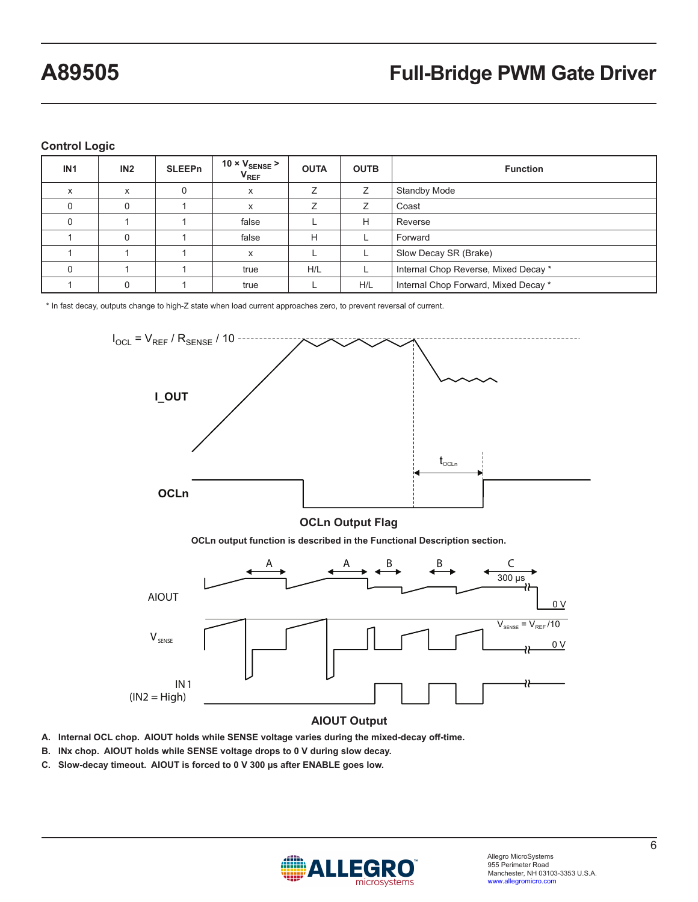### Control Logic

| IN1 | IN2 | SLEEPn | $10 \times V_{SENSE} > V_{REF}$ | OUTA | OUTB | Function |
|---|---|---|---|---|---|---|
| x | x | 0 | x | Z | Z | Standby Mode |
| 0 | 0 | 1 | x | Z | Z | Coast |
| 0 | 1 | 1 | false | L | H | Reverse |
| 1 | 0 | 1 | false | H | L | Forward |
| 1 | 1 | 1 | x | L | L | Slow Decay SR (Brake) |
| 0 | 1 | 1 | true | H/L | L | Internal Chop Reverse, Mixed Decay * |
| 1 | 0 | 1 | true | L | H/L | Internal Chop Forward, Mixed Decay * |

* In fast decay, outputs change to high-Z state when load current approaches zero, to prevent reversal of current.

$I_{OCL} = V_{REF} / R_{SENSE} / 10$

I_OUT

OCLn

$t_{OCLn}$

**OCLn Output Flag**

**OCLn output function is described in the Functional Description section.**

AIOUT

$V_{SENSE}$

$V_{SENSE} = V_{REF}/10$

0 V

300 μs

IN1 (IN2 = High)

**AIOUT Output**

**A. Internal OCL chop. AIOUT holds while SENSE voltage varies during the mixed-decay off-time.**

**B. INx chop. AIOUT holds while SENSE voltage drops to 0 V during slow decay.**

**C. Slow-decay timeout. AIOUT is forced to 0 V 300 μs after ENABLE goes low.**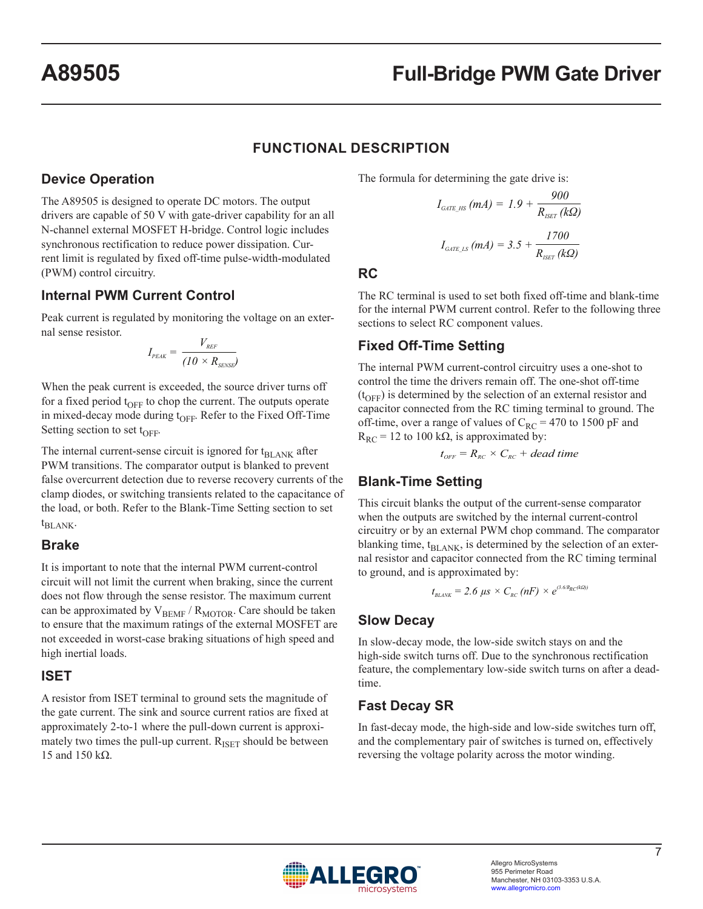## FUNCTIONAL DESCRIPTION

### Device Operation

The A89505 is designed to operate DC motors. The output drivers are capable of 50 V with gate-driver capability for an all N-channel external MOSFET H-bridge. Control logic includes synchronous rectification to reduce power dissipation. Current limit is regulated by fixed off-time pulse-width-modulated (PWM) control circuitry.

### Internal PWM Current Control

Peak current is regulated by monitoring the voltage on an external sense resistor.

$$I_{PEAK} = \frac{V_{REF}}{(10 \times R_{SENSE})}$$

When the peak current is exceeded, the source driver turns off for a fixed period $t_{OFF}$ to chop the current. The outputs operate in mixed-decay mode during $t_{OFF}$. Refer to the Fixed Off-Time Setting section to set $t_{OFF}$.

The internal current-sense circuit is ignored for $t_{BLANK}$ after PWM transitions. The comparator output is blanked to prevent false overcurrent detection due to reverse recovery currents of the clamp diodes, or switching transients related to the capacitance of the load, or both. Refer to the Blank-Time Setting section to set $t_{BLANK}$.

### Brake

It is important to note that the internal PWM current-control circuit will not limit the current when braking, since the current does not flow through the sense resistor. The maximum current can be approximated by $V_{BEMF}$ / $R_{MOTOR}$. Care should be taken to ensure that the maximum ratings of the external MOSFET are not exceeded in worst-case braking situations of high speed and high inertial loads.

### ISET

A resistor from ISET terminal to ground sets the magnitude of the gate current. The sink and source current ratios are fixed at approximately 2-to-1 where the pull-down current is approximately two times the pull-up current. $R_{ISET}$ should be between 15 and 150 kΩ.

The formula for determining the gate drive is:

$$I_{GATE\_HS}\,(mA) = 1.9 + \frac{900}{R_{ISET}\,(k\Omega)}$$

$$I_{GATE\_LS}\,(mA) = 3.5 + \frac{1700}{R_{ISET}\,(k\Omega)}$$

### RC

The RC terminal is used to set both fixed off-time and blank-time for the internal PWM current control. Refer to the following three sections to select RC component values.

### Fixed Off-Time Setting

The internal PWM current-control circuitry uses a one-shot to control the time the drivers remain off. The one-shot off-time ($t_{OFF}$) is determined by the selection of an external resistor and capacitor connected from the RC timing terminal to ground. The off-time, over a range of values of $C_{RC}$ = 470 to 1500 pF and $R_{RC}$ = 12 to 100 kΩ, is approximated by:

$$t_{OFF} = R_{RC} \times C_{RC} + dead\ time$$

### Blank-Time Setting

This circuit blanks the output of the current-sense comparator when the outputs are switched by the internal current-control circuitry or by an external PWM chop command. The comparator blanking time, $t_{BLANK}$, is determined by the selection of an external resistor and capacitor connected from the RC timing terminal to ground, and is approximated by:

$$t_{BLANK} = 2.6\ \mu s \times C_{RC}\,(nF) \times e^{(3.6/R_{RC}(k\Omega))}$$

### Slow Decay

In slow-decay mode, the low-side switch stays on and the high-side switch turns off. Due to the synchronous rectification feature, the complementary low-side switch turns on after a dead-time.

### Fast Decay SR

In fast-decay mode, the high-side and low-side switches turn off, and the complementary pair of switches is turned on, effectively reversing the voltage polarity across the motor winding.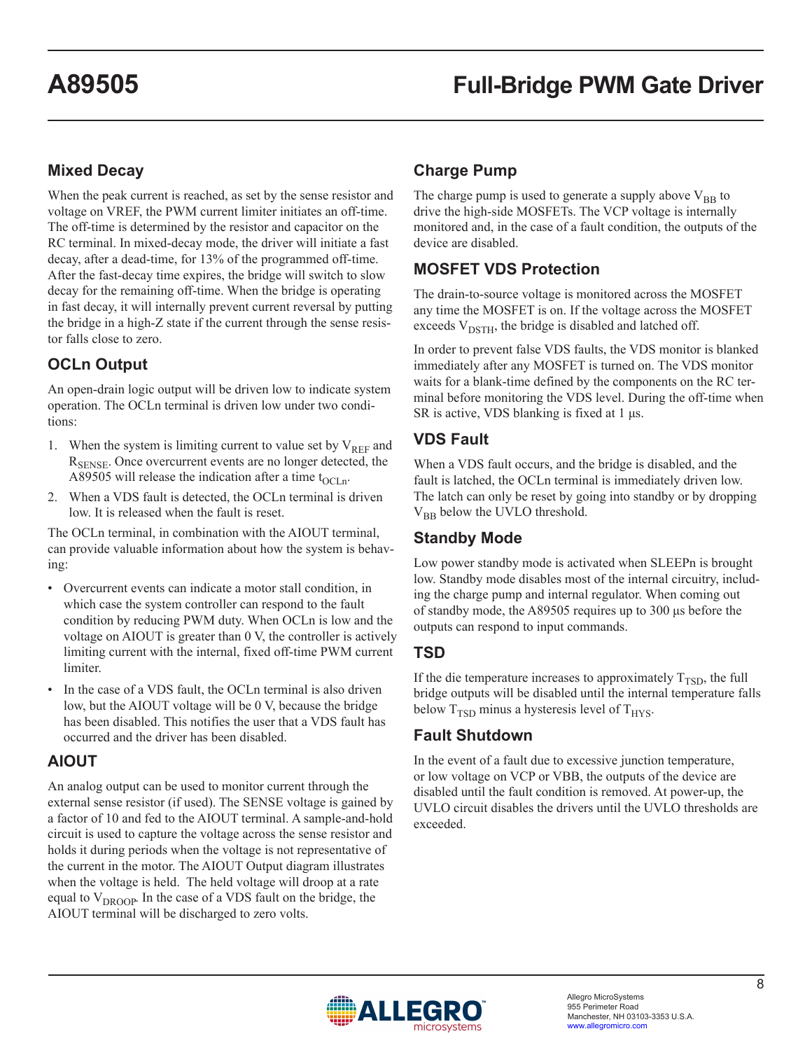## Mixed Decay

When the peak current is reached, as set by the sense resistor and voltage on VREF, the PWM current limiter initiates an off-time. The off-time is determined by the resistor and capacitor on the RC terminal. In mixed-decay mode, the driver will initiate a fast decay, after a dead-time, for 13% of the programmed off-time. After the fast-decay time expires, the bridge will switch to slow decay for the remaining off-time. When the bridge is operating in fast decay, it will internally prevent current reversal by putting the bridge in a high-Z state if the current through the sense resistor falls close to zero.

## OCLn Output

An open-drain logic output will be driven low to indicate system operation. The OCLn terminal is driven low under two conditions:

1. When the system is limiting current to value set by $V_{REF}$ and $R_{SENSE}$. Once overcurrent events are no longer detected, the A89505 will release the indication after a time $t_{OCLn}$.
2. When a VDS fault is detected, the OCLn terminal is driven low. It is released when the fault is reset.

The OCLn terminal, in combination with the AIOUT terminal, can provide valuable information about how the system is behaving:

- Overcurrent events can indicate a motor stall condition, in which case the system controller can respond to the fault condition by reducing PWM duty. When OCLn is low and the voltage on AIOUT is greater than 0 V, the controller is actively limiting current with the internal, fixed off-time PWM current limiter.
- In the case of a VDS fault, the OCLn terminal is also driven low, but the AIOUT voltage will be 0 V, because the bridge has been disabled. This notifies the user that a VDS fault has occurred and the driver has been disabled.

## AIOUT

An analog output can be used to monitor current through the external sense resistor (if used). The SENSE voltage is gained by a factor of 10 and fed to the AIOUT terminal. A sample-and-hold circuit is used to capture the voltage across the sense resistor and holds it during periods when the voltage is not representative of the current in the motor. The AIOUT Output diagram illustrates when the voltage is held. The held voltage will droop at a rate equal to $V_{DROOP}$. In the case of a VDS fault on the bridge, the AIOUT terminal will be discharged to zero volts.

## Charge Pump

The charge pump is used to generate a supply above $V_{BB}$ to drive the high-side MOSFETs. The VCP voltage is internally monitored and, in the case of a fault condition, the outputs of the device are disabled.

## MOSFET VDS Protection

The drain-to-source voltage is monitored across the MOSFET any time the MOSFET is on. If the voltage across the MOSFET exceeds $V_{DSTH}$, the bridge is disabled and latched off.

In order to prevent false VDS faults, the VDS monitor is blanked immediately after any MOSFET is turned on. The VDS monitor waits for a blank-time defined by the components on the RC terminal before monitoring the VDS level. During the off-time when SR is active, VDS blanking is fixed at 1 µs.

## VDS Fault

When a VDS fault occurs, and the bridge is disabled, and the fault is latched, the OCLn terminal is immediately driven low. The latch can only be reset by going into standby or by dropping $V_{BB}$ below the UVLO threshold.

## Standby Mode

Low power standby mode is activated when SLEEPn is brought low. Standby mode disables most of the internal circuitry, including the charge pump and internal regulator. When coming out of standby mode, the A89505 requires up to 300 µs before the outputs can respond to input commands.

## TSD

If the die temperature increases to approximately $T_{TSD}$, the full bridge outputs will be disabled until the internal temperature falls below $T_{TSD}$ minus a hysteresis level of $T_{HYS}$.

## Fault Shutdown

In the event of a fault due to excessive junction temperature, or low voltage on VCP or VBB, the outputs of the device are disabled until the fault condition is removed. At power-up, the UVLO circuit disables the drivers until the UVLO thresholds are exceeded.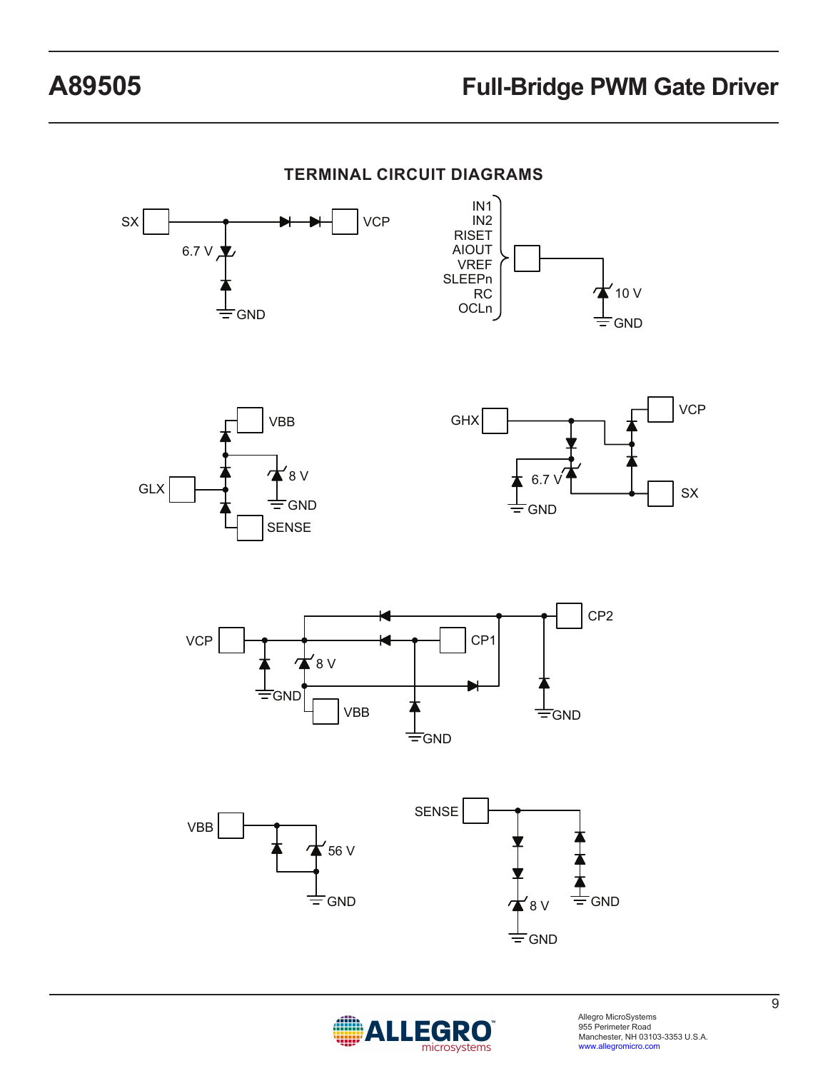## TERMINAL CIRCUIT DIAGRAMS

SX

VCP

6.7 V

GND

IN1
IN2
RISET
AIOUT
VREF
SLEEPn
RC
OCLn

10 V

GND

VBB

8 V

GLX

GND

SENSE

GHX

VCP

6.7 V

SX

GND

VCP

CP2

CP1

8 V

GND

VBB

GND

GND

VBB

56 V

GND

SENSE

8 V

GND

GND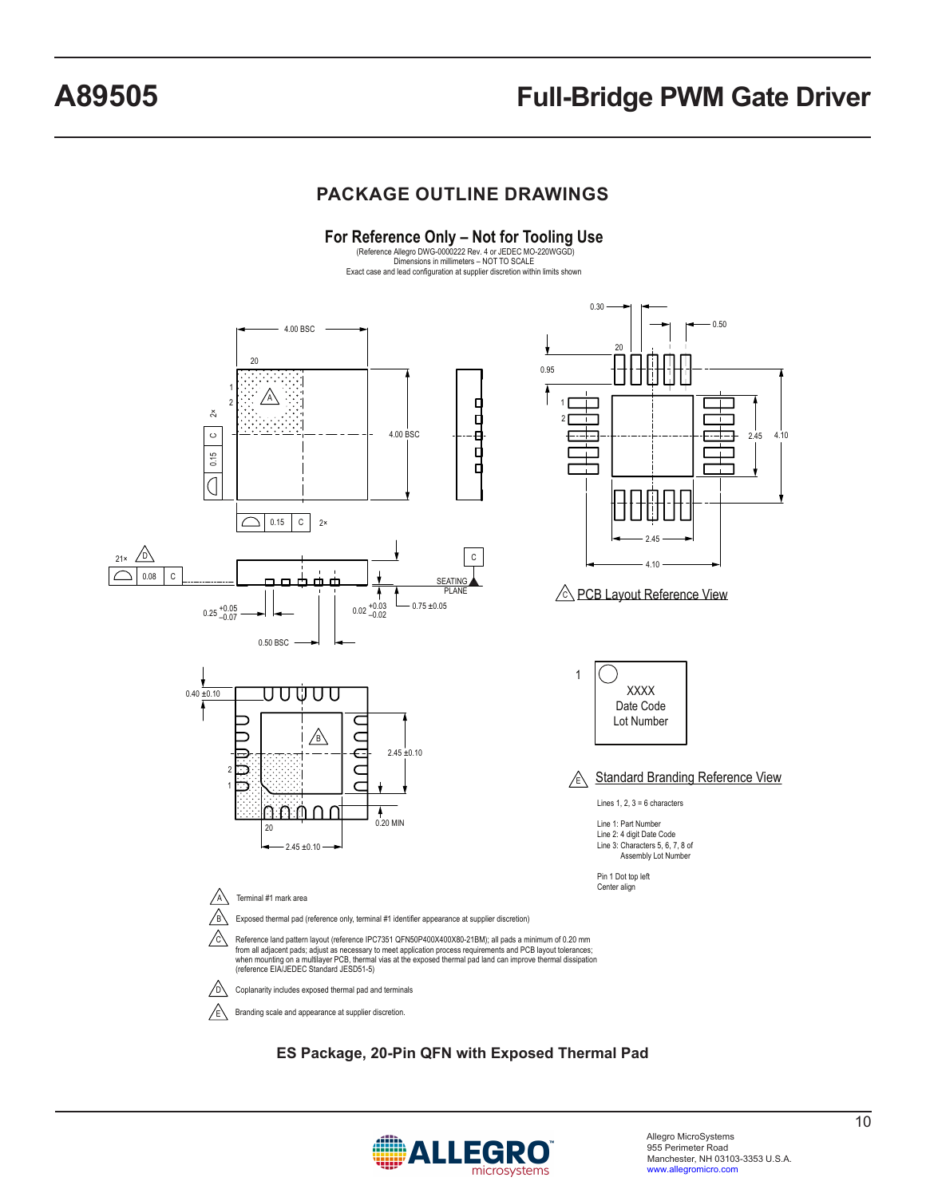## PACKAGE OUTLINE DRAWINGS

**For Reference Only – Not for Tooling Use**
(Reference Allegro DWG-0000222 Rev. 4 or JEDEC MO-220WGGD)
Dimensions in millimeters – NOT TO SCALE
Exact case and lead configuration at supplier discretion within limits shown

4.00 BSC

20

1

2

A

2×

C

0.15

4.00 BSC

0.15 C 2×

21× D

0.08 C

C

SEATING PLANE

0.25 +0.05/−0.07

0.02 +0.03/−0.02

0.75 ±0.05

0.50 BSC

0.30

0.50

20

0.95

1

2

2.45

4.10

2.45

4.10

C PCB Layout Reference View

0.40 ±0.10

B

2.45 ±0.10

2

1

0.20 MIN

20

2.45 ±0.10

1

XXXX
Date Code
Lot Number

E Standard Branding Reference View

Lines 1, 2, 3 = 6 characters

Line 1: Part Number
Line 2: 4 digit Date Code
Line 3: Characters 5, 6, 7, 8 of Assembly Lot Number

Pin 1 Dot top left
Center align

A Terminal #1 mark area

B Exposed thermal pad (reference only, terminal #1 identifier appearance at supplier discretion)

C Reference land pattern layout (reference IPC7351 QFN50P400X400X80-21BM); all pads a minimum of 0.20 mm from all adjacent pads; adjust as necessary to meet application process requirements and PCB layout tolerances; when mounting on a multilayer PCB, thermal vias at the exposed thermal pad land can improve thermal dissipation (reference EIA/JEDEC Standard JESD51-5)

D Coplanarity includes exposed thermal pad and terminals

E Branding scale and appearance at supplier discretion.

**ES Package, 20-Pin QFN with Exposed Thermal Pad**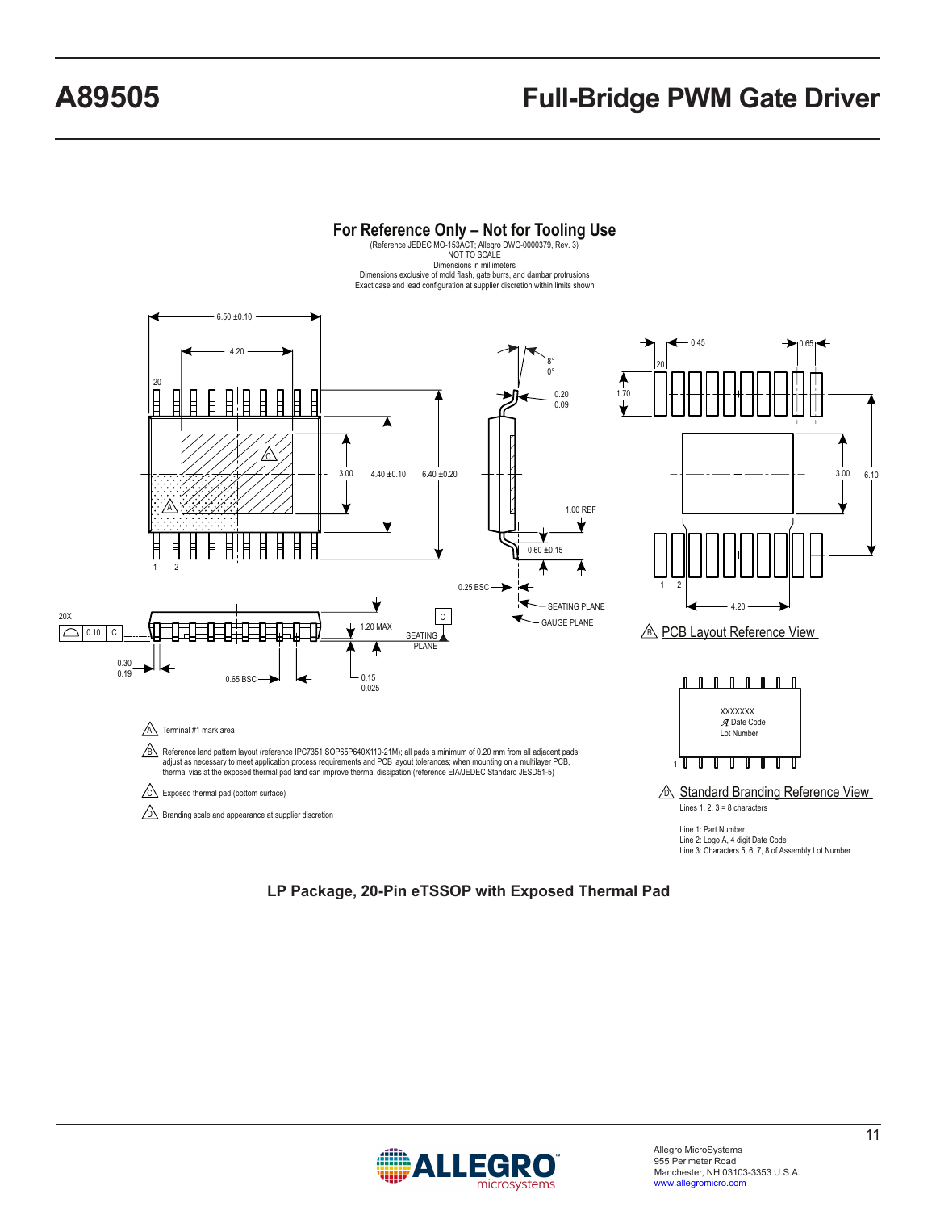## For Reference Only – Not for Tooling Use

(Reference JEDEC MO-153ACT; Allegro DWG-0000379, Rev. 3)
NOT TO SCALE
Dimensions in millimeters
Dimensions exclusive of mold flash, gate burrs, and dambar protrusions
Exact case and lead configuration at supplier discretion within limits shown

A Terminal #1 mark area

B Reference land pattern layout (reference IPC7351 SOP65P640X110-21M); all pads a minimum of 0.20 mm from all adjacent pads; adjust as necessary to meet application process requirements and PCB layout tolerances; when mounting on a multilayer PCB, thermal vias at the exposed thermal pad land can improve thermal dissipation (reference EIA/JEDEC Standard JESD51-5)

C Exposed thermal pad (bottom surface)

D Branding scale and appearance at supplier discretion

B PCB Layout Reference View

D Standard Branding Reference View

Lines 1, 2, 3 = 8 characters

Line 1: Part Number
Line 2: Logo A, 4 digit Date Code
Line 3: Characters 5, 6, 7, 8 of Assembly Lot Number

**LP Package, 20-Pin eTSSOP with Exposed Thermal Pad**

Allegro MicroSystems
955 Perimeter Road
Manchester, NH 03103-3353 U.S.A.
www.allegromicro.com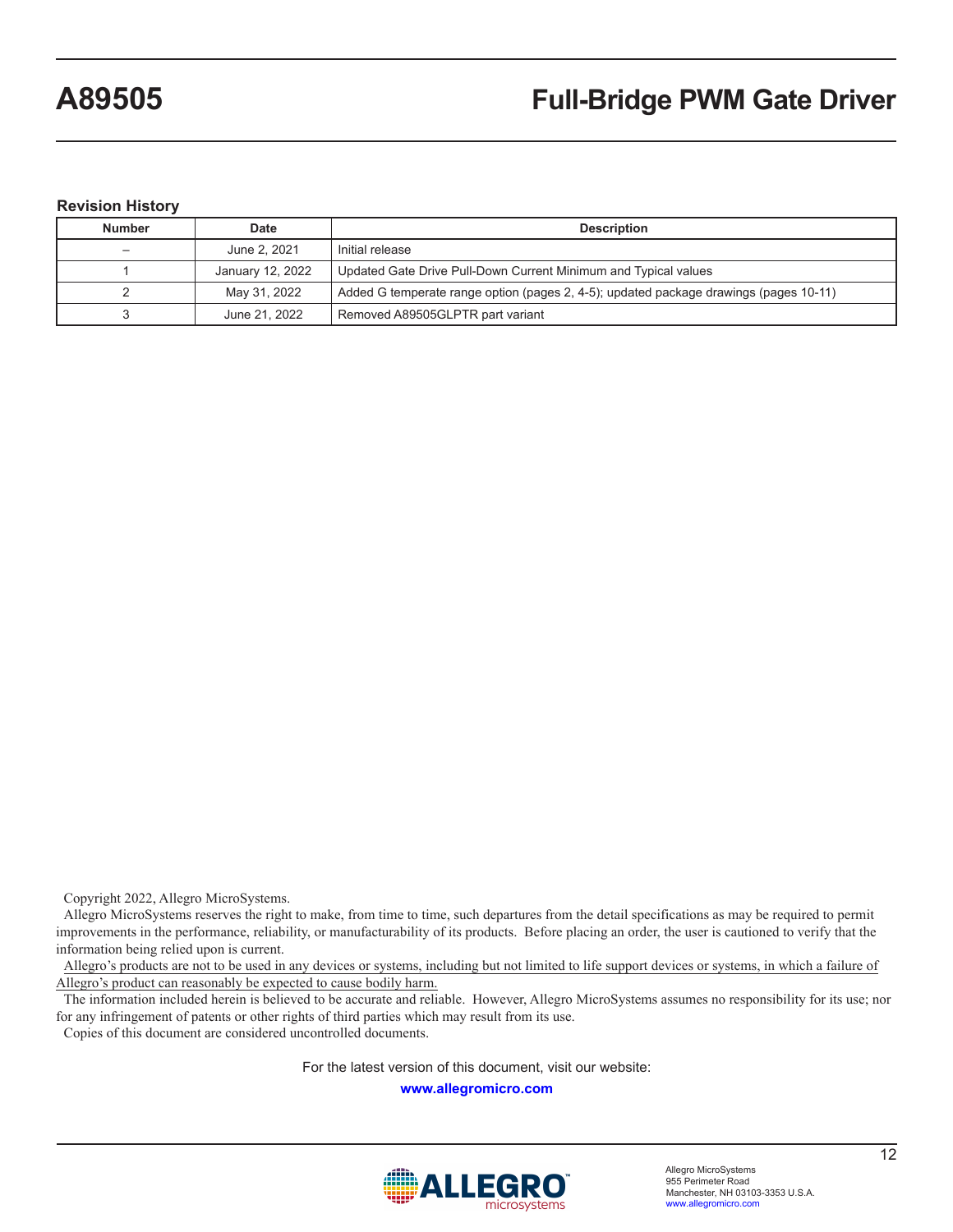### Revision History

| Number | Date | Description |
| --- | --- | --- |
| – | June 2, 2021 | Initial release |
| 1 | January 12, 2022 | Updated Gate Drive Pull-Down Current Minimum and Typical values |
| 2 | May 31, 2022 | Added G temperate range option (pages 2, 4-5); updated package drawings (pages 10-11) |
| 3 | June 21, 2022 | Removed A89505GLPTR part variant |

Copyright 2022, Allegro MicroSystems.

Allegro MicroSystems reserves the right to make, from time to time, such departures from the detail specifications as may be required to permit improvements in the performance, reliability, or manufacturability of its products. Before placing an order, the user is cautioned to verify that the information being relied upon is current.

Allegro's products are not to be used in any devices or systems, including but not limited to life support devices or systems, in which a failure of Allegro's product can reasonably be expected to cause bodily harm.

The information included herein is believed to be accurate and reliable. However, Allegro MicroSystems assumes no responsibility for its use; nor for any infringement of patents or other rights of third parties which may result from its use.

Copies of this document are considered uncontrolled documents.

For the latest version of this document, visit our website:

**www.allegromicro.com**

Allegro MicroSystems
955 Perimeter Road
Manchester, NH 03103-3353 U.S.A.
www.allegromicro.com